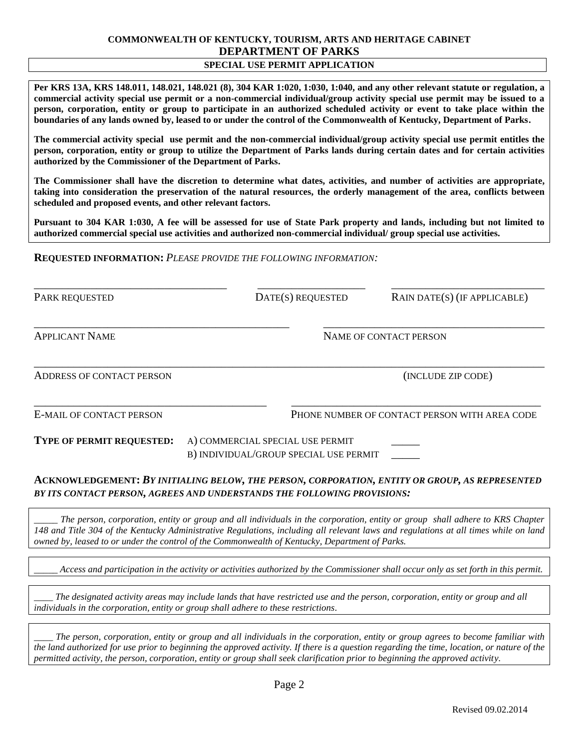**COMMONWEALTH OF KENTUCKY, TOURISM, ARTS AND HERITAGE CABINET**

# DEPARTMENT OF PARKS

## SPECIAL USE PERMIT APPLICATION

**Per KRS 13A, KRS 148.011, 148.021, 148.021 (8), 304 KAR 1:020, 1:030, 1:040, and any other relevant statute or regulation, a commercial activity special use permit or a non-commercial individual/group activity special use permit may be issued to a person, corporation, entity or group to participate in an authorized scheduled activity or event to take place within the boundaries of any lands owned by, leased to or under the control of the Commonwealth of Kentucky, Department of Parks.**

**The commercial activity special use permit and the non-commercial individual/group activity special use permit entitles the person, corporation, entity or group to utilize the Department of Parks lands during certain dates and for certain activities authorized by the Commissioner of the Department of Parks.**

**The Commissioner shall have the discretion to determine what dates, activities, and number of activities are appropriate, taking into consideration the preservation of the natural resources, the orderly management of the area, conflicts between scheduled and proposed events, and other relevant factors.**

**Pursuant to 304 KAR 1:030, A fee will be assessed for use of State Park property and lands, including but not limited to authorized commercial special use activities and authorized non-commercial individual/ group special use activities.**

**REQUESTED INFORMATION:** *PLEASE PROVIDE THE FOLLOWING INFORMATION:*

_______________________________ _________________ _________________________

PARK REQUESTED DATE(S) REQUESTED RAIN DATE(S) (IF APPLICABLE)

_______________________________________ __________________________________

APPLICANT NAME NAME OF CONTACT PERSON

_____________________________________________________________________________

ADDRESS OF CONTACT PERSON (INCLUDE ZIP CODE)

____________________________________ _______________________________________

E-MAIL OF CONTACT PERSON PHONE NUMBER OF CONTACT PERSON WITH AREA CODE

**TYPE OF PERMIT REQUESTED:** A) COMMERCIAL SPECIAL USE PERMIT ______
B) INDIVIDUAL/GROUP SPECIAL USE PERMIT ______

**ACKNOWLEDGEMENT:** ***BY INITIALING BELOW, THE PERSON, CORPORATION, ENTITY OR GROUP, AS REPRESENTED BY ITS CONTACT PERSON, AGREES AND UNDERSTANDS THE FOLLOWING PROVISIONS:***

_____ *The person, corporation, entity or group and all individuals in the corporation, entity or group shall adhere to KRS Chapter 148 and Title 304 of the Kentucky Administrative Regulations, including all relevant laws and regulations at all times while on land owned by, leased to or under the control of the Commonwealth of Kentucky, Department of Parks.*

_____ *Access and participation in the activity or activities authorized by the Commissioner shall occur only as set forth in this permit.*

____ *The designated activity areas may include lands that have restricted use and the person, corporation, entity or group and all individuals in the corporation, entity or group shall adhere to these restrictions.*

____ *The person, corporation, entity or group and all individuals in the corporation, entity or group agrees to become familiar with the land authorized for use prior to beginning the approved activity. If there is a question regarding the time, location, or nature of the permitted activity, the person, corporation, entity or group shall seek clarification prior to beginning the approved activity.*

Revised 09.02.2014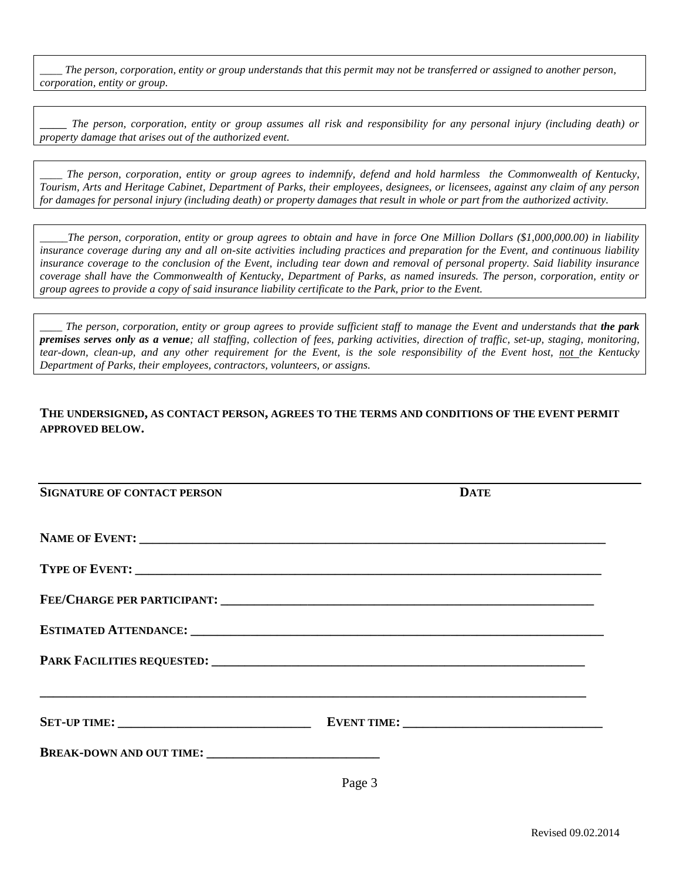*____ The person, corporation, entity or group understands that this permit may not be transferred or assigned to another person, corporation, entity or group.*

*_____ The person, corporation, entity or group assumes all risk and responsibility for any personal injury (including death) or property damage that arises out of the authorized event.*

*____ The person, corporation, entity or group agrees to indemnify, defend and hold harmless the Commonwealth of Kentucky, Tourism, Arts and Heritage Cabinet, Department of Parks, their employees, designees, or licensees, against any claim of any person for damages for personal injury (including death) or property damages that result in whole or part from the authorized activity.*

*_____The person, corporation, entity or group agrees to obtain and have in force One Million Dollars ($1,000,000.00) in liability insurance coverage during any and all on-site activities including practices and preparation for the Event, and continuous liability insurance coverage to the conclusion of the Event, including tear down and removal of personal property. Said liability insurance coverage shall have the Commonwealth of Kentucky, Department of Parks, as named insureds. The person, corporation, entity or group agrees to provide a copy of said insurance liability certificate to the Park, prior to the Event.*

*____ The person, corporation, entity or group agrees to provide sufficient staff to manage the Event and understands that* ***the park premises serves only as a venue****; all staffing, collection of fees, parking activities, direction of traffic, set-up, staging, monitoring, tear-down, clean-up, and any other requirement for the Event, is the sole responsibility of the Event host, <u>not</u> the Kentucky Department of Parks, their employees, contractors, volunteers, or assigns.*

**THE UNDERSIGNED, AS CONTACT PERSON, AGREES TO THE TERMS AND CONDITIONS OF THE EVENT PERMIT APPROVED BELOW.**

______________________________________________________________________________

**SIGNATURE OF CONTACT PERSON** **DATE**

**NAME OF EVENT:** ________________________________________________________________

**TYPE OF EVENT:** ________________________________________________________________

**FEE/CHARGE PER PARTICIPANT:** ____________________________________________________

**ESTIMATED ATTENDANCE:** _________________________________________________________

**PARK FACILITIES REQUESTED:** _____________________________________________________

______________________________________________________________________________

**SET-UP TIME:** ___________________________ **EVENT TIME:** ___________________________

**BREAK-DOWN AND OUT TIME:** _______________________

Revised 09.02.2014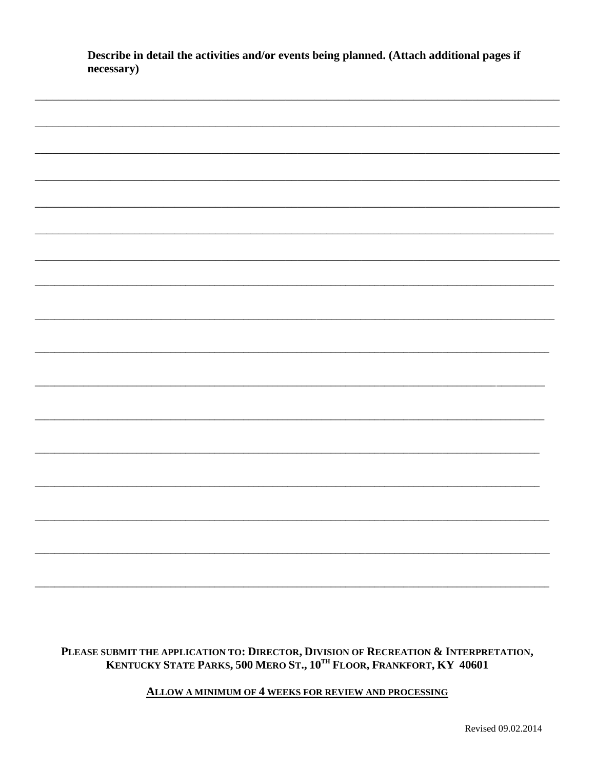**Describe in detail the activities and/or events being planned. (Attach additional pages if necessary)**

\_\_\_\_\_\_\_\_\_\_\_\_\_\_\_\_\_\_\_\_\_\_\_\_\_\_\_\_\_\_\_\_\_\_\_\_\_\_\_\_\_\_\_\_\_\_\_\_\_\_\_\_\_\_\_\_\_\_\_\_\_\_\_\_\_\_\_\_\_\_\_\_\_\_\_\_\_\_\_\_\_\_

\_\_\_\_\_\_\_\_\_\_\_\_\_\_\_\_\_\_\_\_\_\_\_\_\_\_\_\_\_\_\_\_\_\_\_\_\_\_\_\_\_\_\_\_\_\_\_\_\_\_\_\_\_\_\_\_\_\_\_\_\_\_\_\_\_\_\_\_\_\_\_\_\_\_\_\_\_\_\_\_\_\_

\_\_\_\_\_\_\_\_\_\_\_\_\_\_\_\_\_\_\_\_\_\_\_\_\_\_\_\_\_\_\_\_\_\_\_\_\_\_\_\_\_\_\_\_\_\_\_\_\_\_\_\_\_\_\_\_\_\_\_\_\_\_\_\_\_\_\_\_\_\_\_\_\_\_\_\_\_\_\_\_\_\_

\_\_\_\_\_\_\_\_\_\_\_\_\_\_\_\_\_\_\_\_\_\_\_\_\_\_\_\_\_\_\_\_\_\_\_\_\_\_\_\_\_\_\_\_\_\_\_\_\_\_\_\_\_\_\_\_\_\_\_\_\_\_\_\_\_\_\_\_\_\_\_\_\_\_\_\_\_\_\_\_\_\_

\_\_\_\_\_\_\_\_\_\_\_\_\_\_\_\_\_\_\_\_\_\_\_\_\_\_\_\_\_\_\_\_\_\_\_\_\_\_\_\_\_\_\_\_\_\_\_\_\_\_\_\_\_\_\_\_\_\_\_\_\_\_\_\_\_\_\_\_\_\_\_\_\_\_\_\_\_\_\_\_\_\_

\_\_\_\_\_\_\_\_\_\_\_\_\_\_\_\_\_\_\_\_\_\_\_\_\_\_\_\_\_\_\_\_\_\_\_\_\_\_\_\_\_\_\_\_\_\_\_\_\_\_\_\_\_\_\_\_\_\_\_\_\_\_\_\_\_\_\_\_\_\_\_\_\_\_\_\_\_\_\_\_\_\_

\_\_\_\_\_\_\_\_\_\_\_\_\_\_\_\_\_\_\_\_\_\_\_\_\_\_\_\_\_\_\_\_\_\_\_\_\_\_\_\_\_\_\_\_\_\_\_\_\_\_\_\_\_\_\_\_\_\_\_\_\_\_\_\_\_\_\_\_\_\_\_\_\_\_\_\_\_\_\_\_\_\_

\_\_\_\_\_\_\_\_\_\_\_\_\_\_\_\_\_\_\_\_\_\_\_\_\_\_\_\_\_\_\_\_\_\_\_\_\_\_\_\_\_\_\_\_\_\_\_\_\_\_\_\_\_\_\_\_\_\_\_\_\_\_\_\_\_\_\_\_\_\_\_\_\_\_\_\_\_\_\_\_\_\_

\_\_\_\_\_\_\_\_\_\_\_\_\_\_\_\_\_\_\_\_\_\_\_\_\_\_\_\_\_\_\_\_\_\_\_\_\_\_\_\_\_\_\_\_\_\_\_\_\_\_\_\_\_\_\_\_\_\_\_\_\_\_\_\_\_\_\_\_\_\_\_\_\_\_\_\_\_\_\_\_\_\_

\_\_\_\_\_\_\_\_\_\_\_\_\_\_\_\_\_\_\_\_\_\_\_\_\_\_\_\_\_\_\_\_\_\_\_\_\_\_\_\_\_\_\_\_\_\_\_\_\_\_\_\_\_\_\_\_\_\_\_\_\_\_\_\_\_\_\_\_\_\_\_\_\_\_\_\_\_\_\_\_\_\_

\_\_\_\_\_\_\_\_\_\_\_\_\_\_\_\_\_\_\_\_\_\_\_\_\_\_\_\_\_\_\_\_\_\_\_\_\_\_\_\_\_\_\_\_\_\_\_\_\_\_\_\_\_\_\_\_\_\_\_\_\_\_\_\_\_\_\_\_\_\_\_\_\_\_\_\_\_\_\_\_\_\_

\_\_\_\_\_\_\_\_\_\_\_\_\_\_\_\_\_\_\_\_\_\_\_\_\_\_\_\_\_\_\_\_\_\_\_\_\_\_\_\_\_\_\_\_\_\_\_\_\_\_\_\_\_\_\_\_\_\_\_\_\_\_\_\_\_\_\_\_\_\_\_\_\_\_\_\_\_\_\_\_\_\_

\_\_\_\_\_\_\_\_\_\_\_\_\_\_\_\_\_\_\_\_\_\_\_\_\_\_\_\_\_\_\_\_\_\_\_\_\_\_\_\_\_\_\_\_\_\_\_\_\_\_\_\_\_\_\_\_\_\_\_\_\_\_\_\_\_\_\_\_\_\_\_\_\_\_\_\_\_\_\_\_\_\_

\_\_\_\_\_\_\_\_\_\_\_\_\_\_\_\_\_\_\_\_\_\_\_\_\_\_\_\_\_\_\_\_\_\_\_\_\_\_\_\_\_\_\_\_\_\_\_\_\_\_\_\_\_\_\_\_\_\_\_\_\_\_\_\_\_\_\_\_\_\_\_\_\_\_\_\_\_\_\_\_\_\_

\_\_\_\_\_\_\_\_\_\_\_\_\_\_\_\_\_\_\_\_\_\_\_\_\_\_\_\_\_\_\_\_\_\_\_\_\_\_\_\_\_\_\_\_\_\_\_\_\_\_\_\_\_\_\_\_\_\_\_\_\_\_\_\_\_\_\_\_\_\_\_\_\_\_\_\_\_\_\_\_\_\_

\_\_\_\_\_\_\_\_\_\_\_\_\_\_\_\_\_\_\_\_\_\_\_\_\_\_\_\_\_\_\_\_\_\_\_\_\_\_\_\_\_\_\_\_\_\_\_\_\_\_\_\_\_\_\_\_\_\_\_\_\_\_\_\_\_\_\_\_\_\_\_\_\_\_\_\_\_\_\_\_\_\_

\_\_\_\_\_\_\_\_\_\_\_\_\_\_\_\_\_\_\_\_\_\_\_\_\_\_\_\_\_\_\_\_\_\_\_\_\_\_\_\_\_\_\_\_\_\_\_\_\_\_\_\_\_\_\_\_\_\_\_\_\_\_\_\_\_\_\_\_\_\_\_\_\_\_\_\_\_\_\_\_\_\_

**PLEASE SUBMIT THE APPLICATION TO: DIRECTOR, DIVISION OF RECREATION & INTERPRETATION, KENTUCKY STATE PARKS, 500 MERO ST., 10TH FLOOR, FRANKFORT, KY 40601**

**ALLOW A MINIMUM OF 4 WEEKS FOR REVIEW AND PROCESSING**

Revised 09.02.2014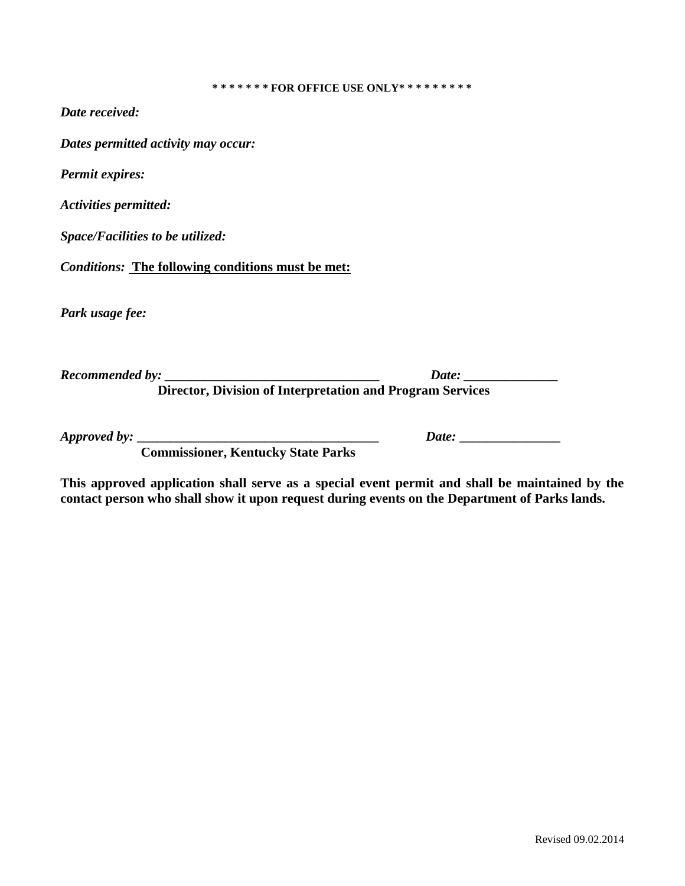**\* \* \* \* \* \* \* FOR OFFICE USE ONLY\* \* \* \* \* \* \* \* \***

***Date received:***

***Dates permitted activity may occur:***

***Permit expires:***

***Activities permitted:***

***Space/Facilities to be utilized:***

***Conditions:*** **The following conditions must be met:**

***Park usage fee:***

***Recommended by:*** ________________________________ ***Date:*** ______________
**Director, Division of Interpretation and Program Services**

***Approved by:*** ____________________________________ ***Date:*** _______________
**Commissioner, Kentucky State Parks**

**This approved application shall serve as a special event permit and shall be maintained by the contact person who shall show it upon request during events on the Department of Parks lands.**

Revised 09.02.2014